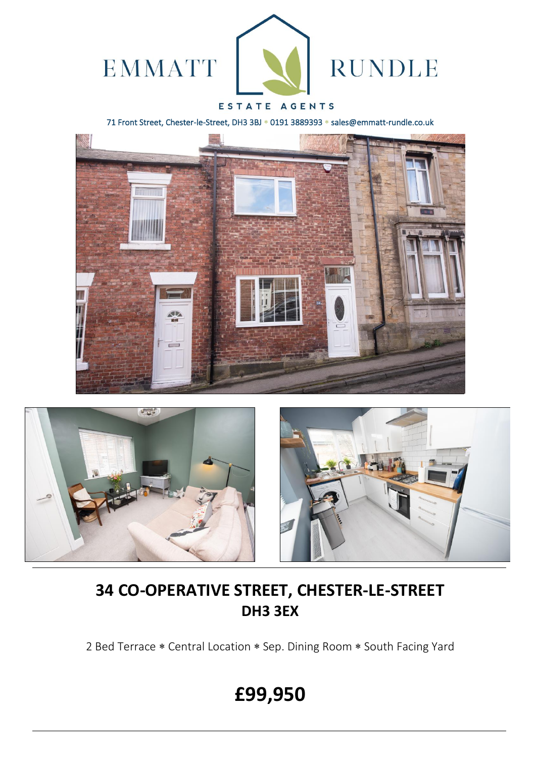EMMATT RUNDLE

ESTATE AGENTS

71 Front Street, Chester-le-Street, DH3 3BJ * 0191 3889393 * sales@emmatt-rundle.co.uk

# 34 CO-OPERATIVE STREET, CHESTER-LE-STREET
## DH3 3EX

2 Bed Terrace * Central Location * Sep. Dining Room * South Facing Yard

# £99,950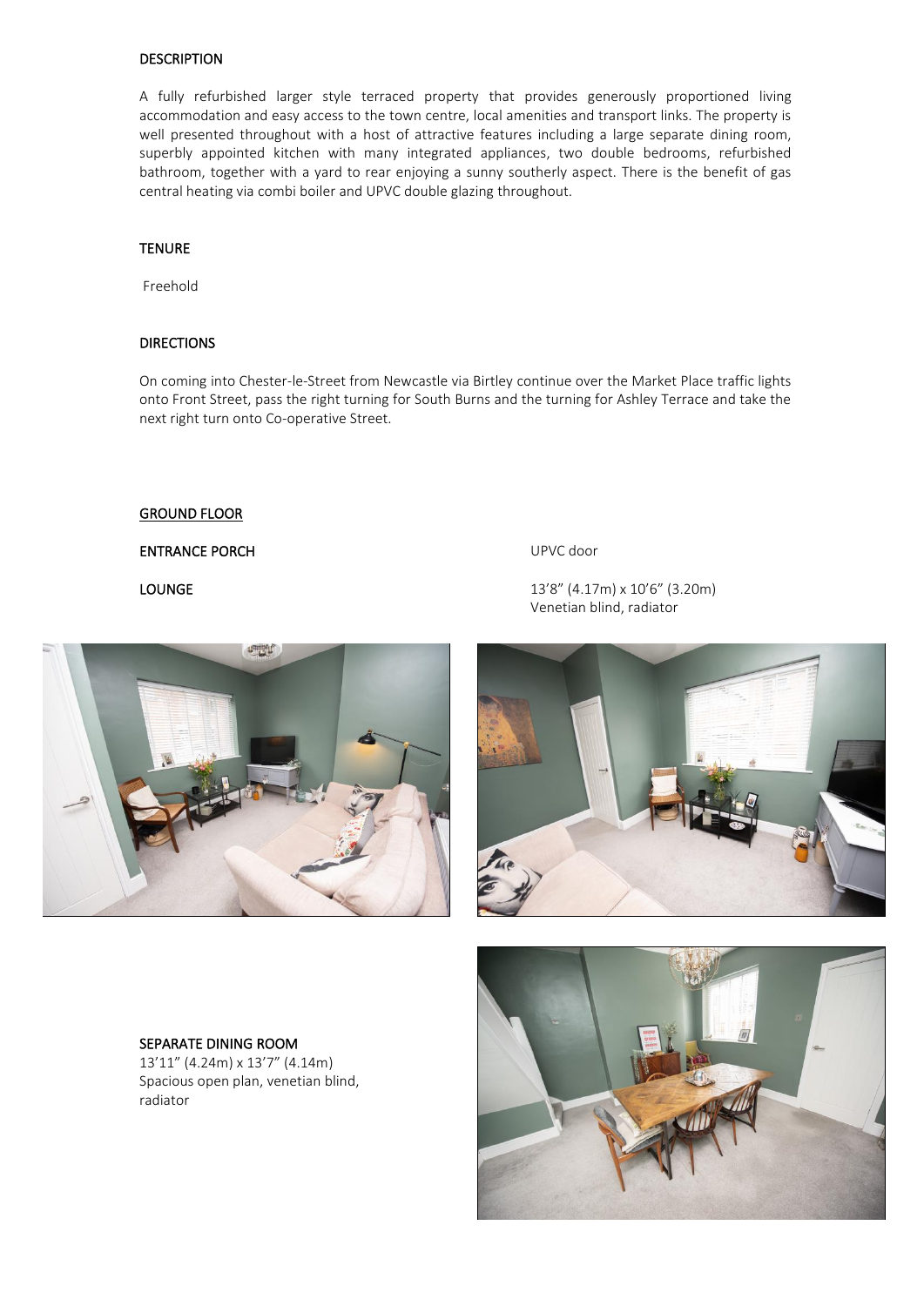## DESCRIPTION

A fully refurbished larger style terraced property that provides generously proportioned living accommodation and easy access to the town centre, local amenities and transport links. The property is well presented throughout with a host of attractive features including a large separate dining room, superbly appointed kitchen with many integrated appliances, two double bedrooms, refurbished bathroom, together with a yard to rear enjoying a sunny southerly aspect. There is the benefit of gas central heating via combi boiler and UPVC double glazing throughout.

## TENURE

Freehold

## DIRECTIONS

On coming into Chester-le-Street from Newcastle via Birtley continue over the Market Place traffic lights onto Front Street, pass the right turning for South Burns and the turning for Ashley Terrace and take the next right turn onto Co-operative Street.

## GROUND FLOOR

**ENTRANCE PORCH**
UPVC door

**LOUNGE**
13'8" (4.17m) x 10'6" (3.20m)
Venetian blind, radiator

**SEPARATE DINING ROOM**
13'11" (4.24m) x 13'7" (4.14m)
Spacious open plan, venetian blind, radiator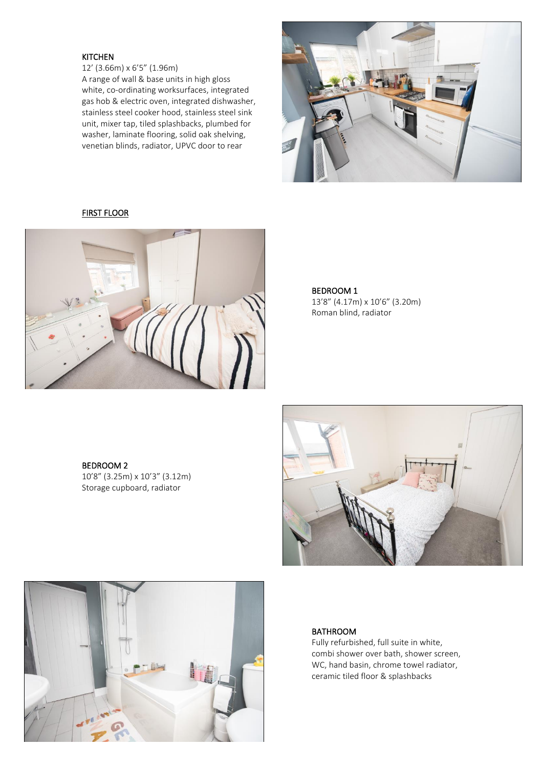### KITCHEN

12' (3.66m) x 6'5" (1.96m)
A range of wall & base units in high gloss white, co-ordinating worksurfaces, integrated gas hob & electric oven, integrated dishwasher, stainless steel cooker hood, stainless steel sink unit, mixer tap, tiled splashbacks, plumbed for washer, laminate flooring, solid oak shelving, venetian blinds, radiator, UPVC door to rear

## FIRST FLOOR

### BEDROOM 1

13'8" (4.17m) x 10'6" (3.20m)
Roman blind, radiator

### BEDROOM 2

10'8" (3.25m) x 10'3" (3.12m)
Storage cupboard, radiator

### BATHROOM

Fully refurbished, full suite in white, combi shower over bath, shower screen, WC, hand basin, chrome towel radiator, ceramic tiled floor & splashbacks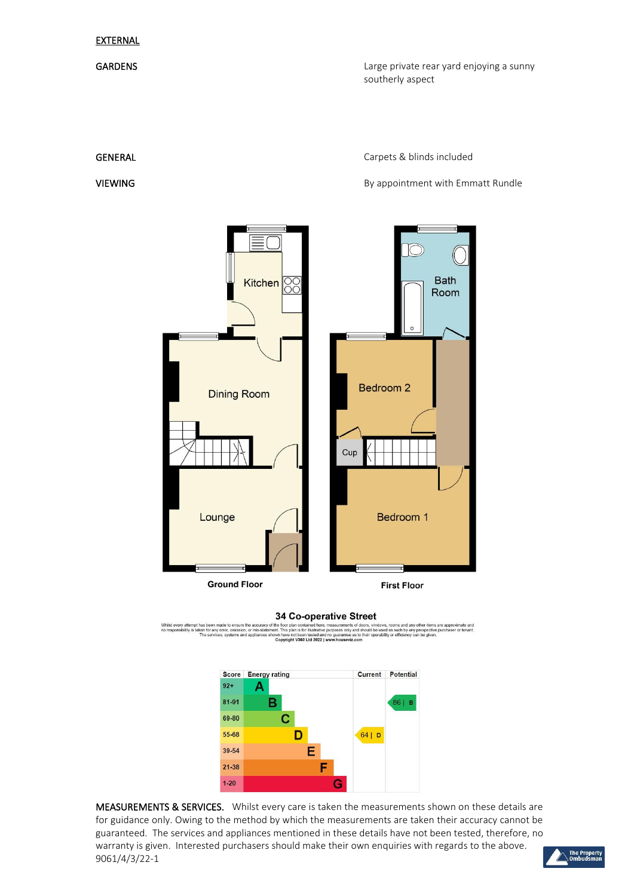EXTERNAL

GARDENS — Large private rear yard enjoying a sunny southerly aspect

GENERAL — Carpets & blinds included

VIEWING — By appointment with Emmatt Rundle

Kitchen

Dining Room

Lounge

Ground Floor

Bath Room

Bedroom 2

Cup

Bedroom 1

First Floor

**34 Co-operative Street**

Whilst every attempt has been made to ensure the accuracy of the floor plan contained here, measurements of doors, windows, rooms and any other items are approximate and no responsibility is taken for any error, omission, or mis-statement. This plan is for illustrative purposes only and should be used as such by any prospective purchaser or tenant. The services, systems and appliances shown have not been tested and no guarantee as to their operability or efficiency can be given.
Copyright V360 Ltd 2022 | www.houseviz.com

Score | Energy rating | Current | Potential

92+ A

81-91 B

69-80 C

55-68 D

39-54 E

21-38 F

1-20 G

64 | D

86 | B

**MEASUREMENTS & SERVICES.** Whilst every care is taken the measurements shown on these details are for guidance only. Owing to the method by which the measurements are taken their accuracy cannot be guaranteed. The services and appliances mentioned in these details have not been tested, therefore, no warranty is given. Interested purchasers should make their own enquiries with regards to the above.
9061/4/3/22-1

The Property Ombudsman